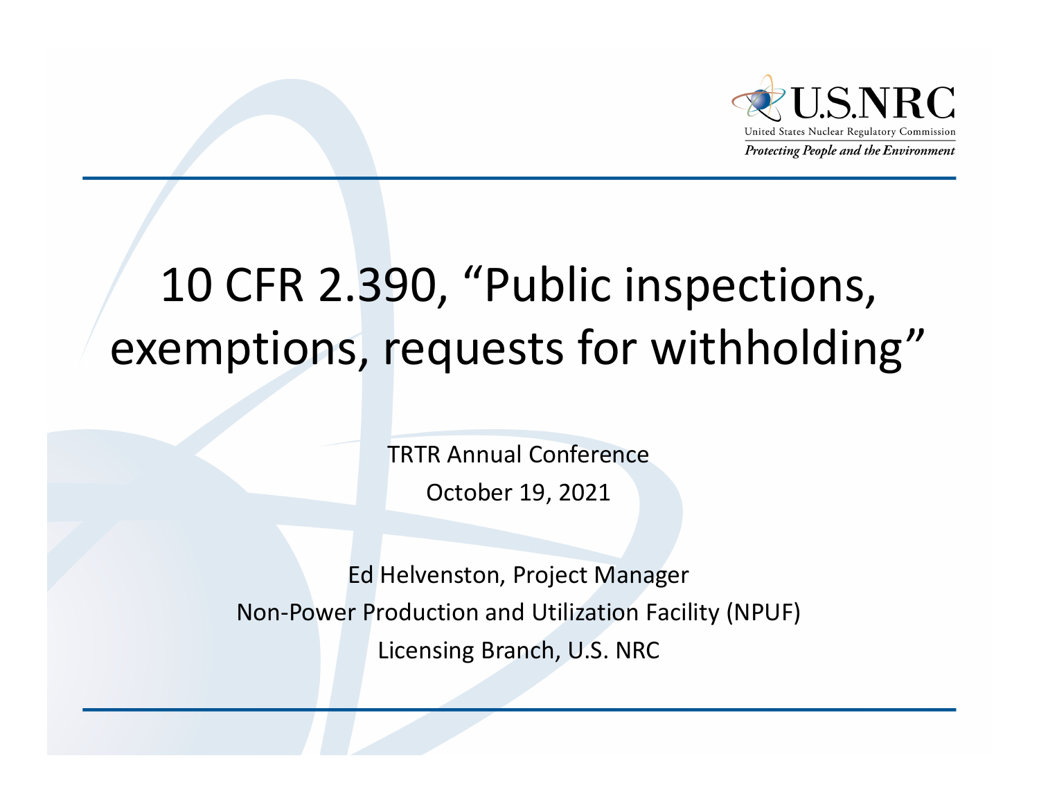U.S.NRC

United States Nuclear Regulatory Commission

*Protecting People and the Environment*

# 10 CFR 2.390, "Public inspections, exemptions, requests for withholding"

TRTR Annual Conference

October 19, 2021

Ed Helvenston, Project Manager

Non-Power Production and Utilization Facility (NPUF)

Licensing Branch, U.S. NRC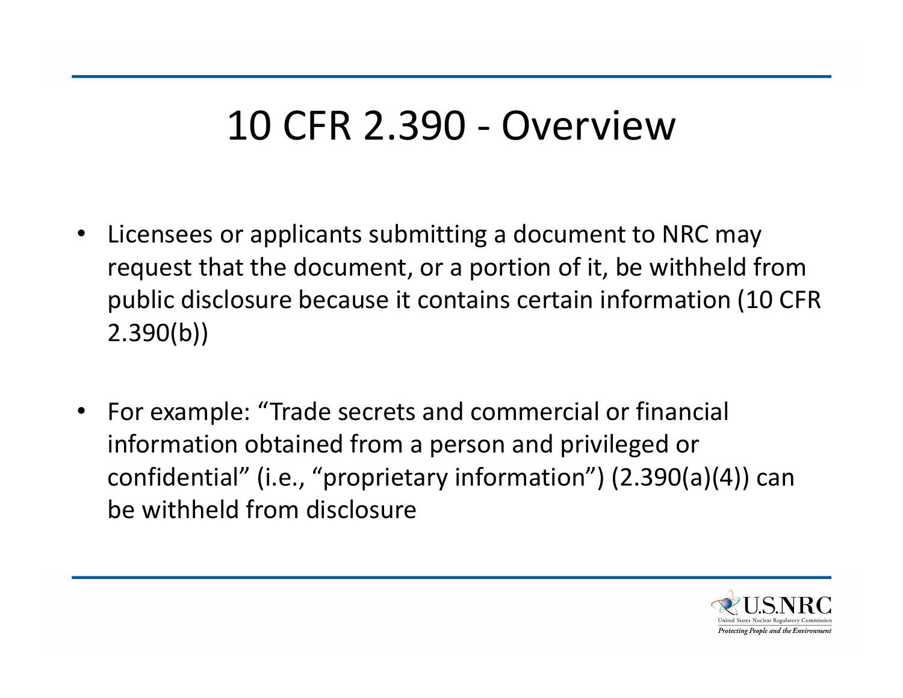# 10 CFR 2.390 - Overview

- Licensees or applicants submitting a document to NRC may request that the document, or a portion of it, be withheld from public disclosure because it contains certain information (10 CFR 2.390(b))

- For example: "Trade secrets and commercial or financial information obtained from a person and privileged or confidential" (i.e., "proprietary information") (2.390(a)(4)) can be withheld from disclosure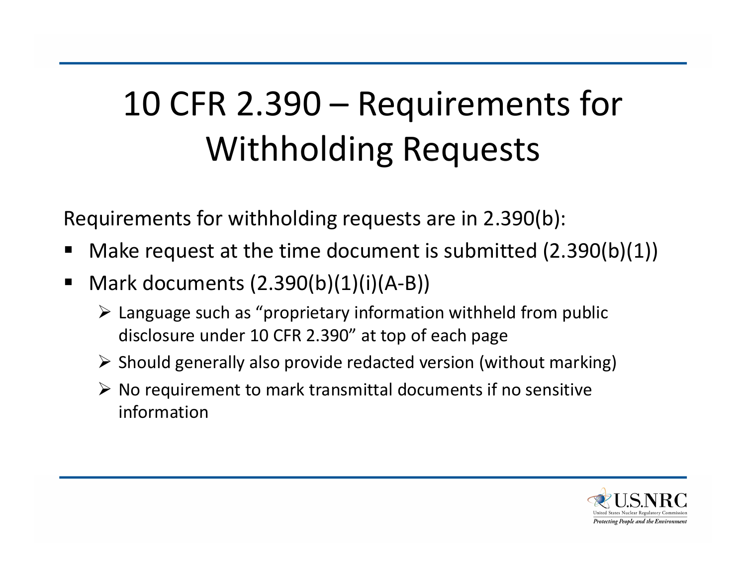# 10 CFR 2.390 – Requirements for Withholding Requests

Requirements for withholding requests are in 2.390(b):

- Make request at the time document is submitted (2.390(b)(1))
- Mark documents (2.390(b)(1)(i)(A-B))
  - Language such as “proprietary information withheld from public disclosure under 10 CFR 2.390” at top of each page
  - Should generally also provide redacted version (without marking)
  - No requirement to mark transmittal documents if no sensitive information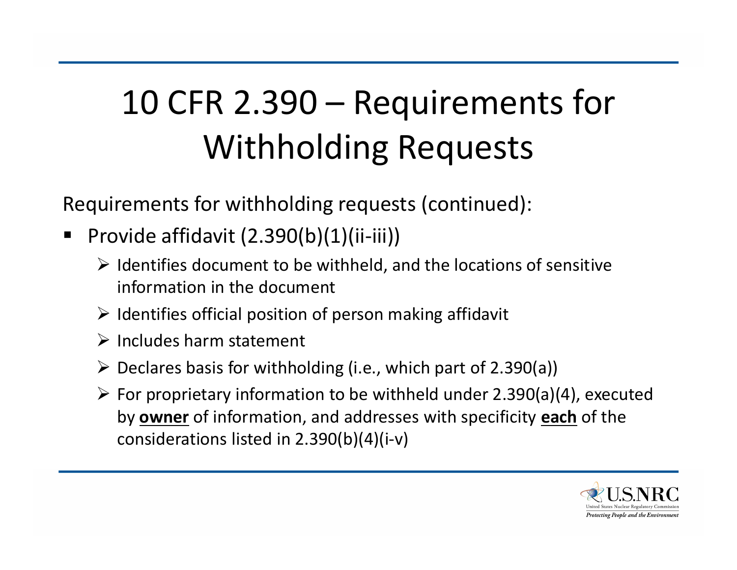# 10 CFR 2.390 – Requirements for Withholding Requests

Requirements for withholding requests (continued):

- Provide affidavit (2.390(b)(1)(ii-iii))
  - Identifies document to be withheld, and the locations of sensitive information in the document
  - Identifies official position of person making affidavit
  - Includes harm statement
  - Declares basis for withholding (i.e., which part of 2.390(a))
  - For proprietary information to be withheld under 2.390(a)(4), executed by **owner** of information, and addresses with specificity **each** of the considerations listed in 2.390(b)(4)(i-v)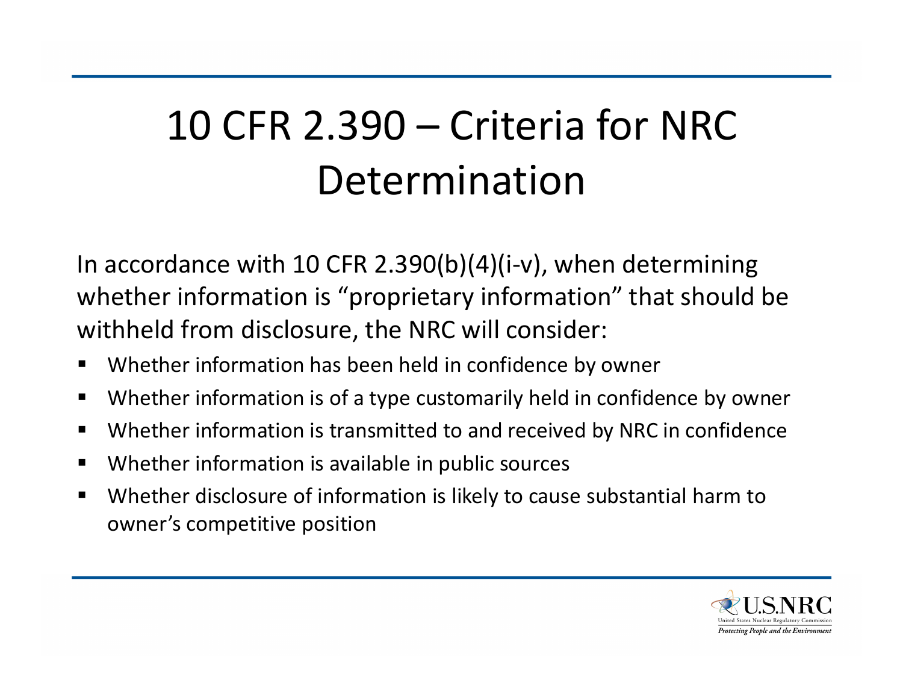# 10 CFR 2.390 – Criteria for NRC Determination

In accordance with 10 CFR 2.390(b)(4)(i-v), when determining whether information is "proprietary information" that should be withheld from disclosure, the NRC will consider:

- Whether information has been held in confidence by owner
- Whether information is of a type customarily held in confidence by owner
- Whether information is transmitted to and received by NRC in confidence
- Whether information is available in public sources
- Whether disclosure of information is likely to cause substantial harm to owner's competitive position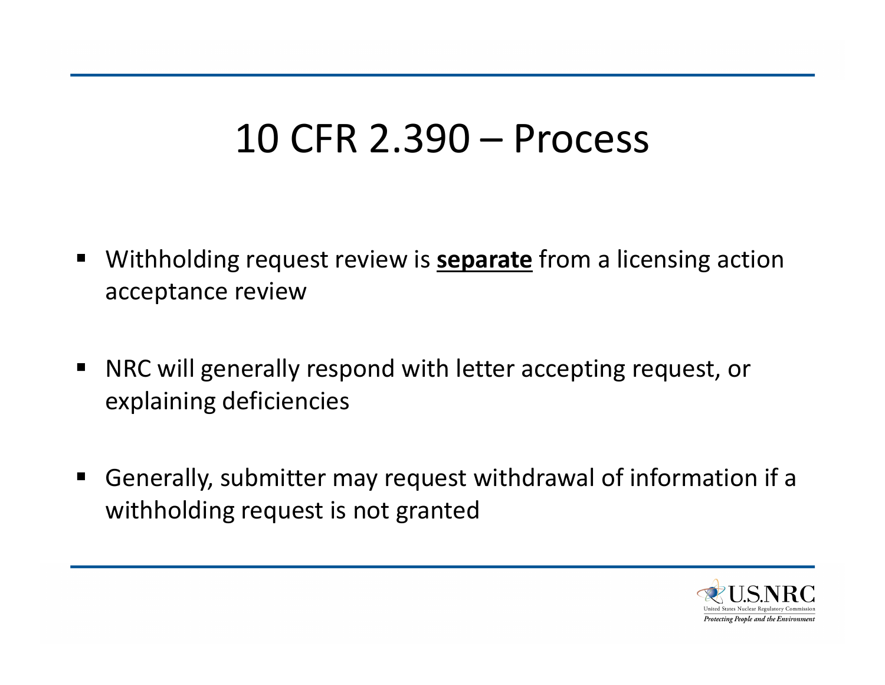# 10 CFR 2.390 – Process

- Withholding request review is **<u>separate</u>** from a licensing action acceptance review
- NRC will generally respond with letter accepting request, or explaining deficiencies
- Generally, submitter may request withdrawal of information if a withholding request is not granted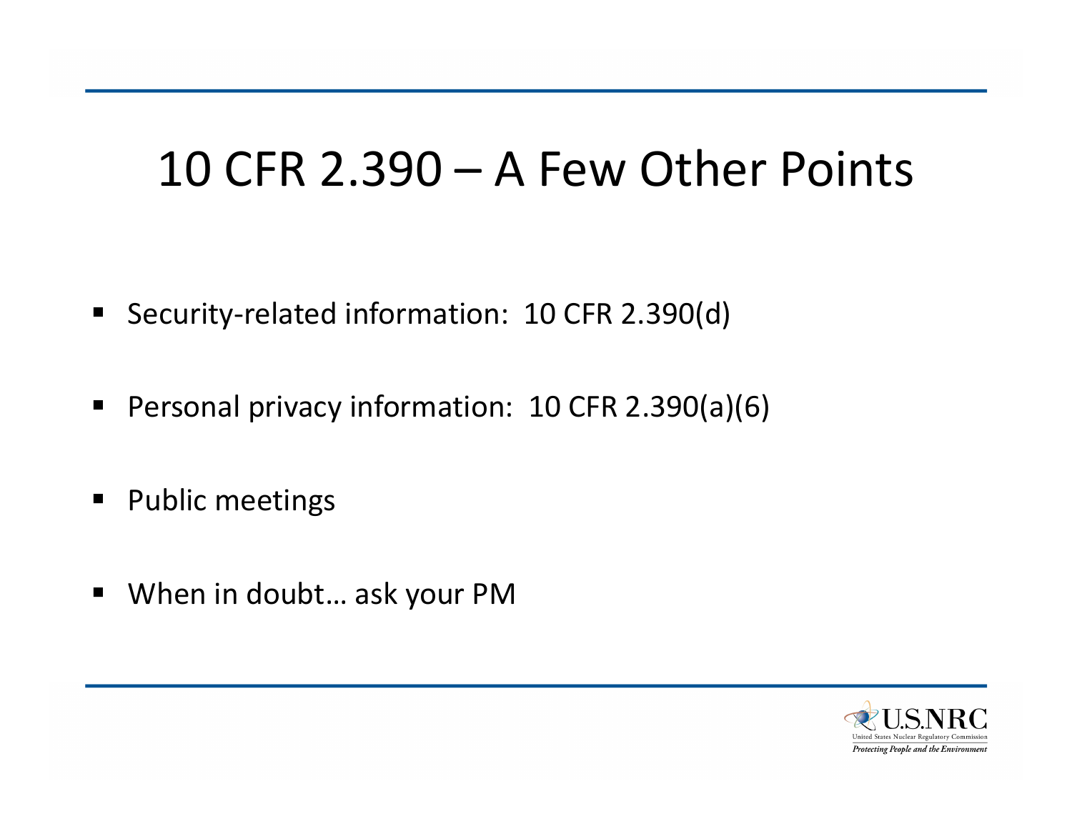# 10 CFR 2.390 – A Few Other Points

- Security-related information: 10 CFR 2.390(d)
- Personal privacy information: 10 CFR 2.390(a)(6)
- Public meetings
- When in doubt… ask your PM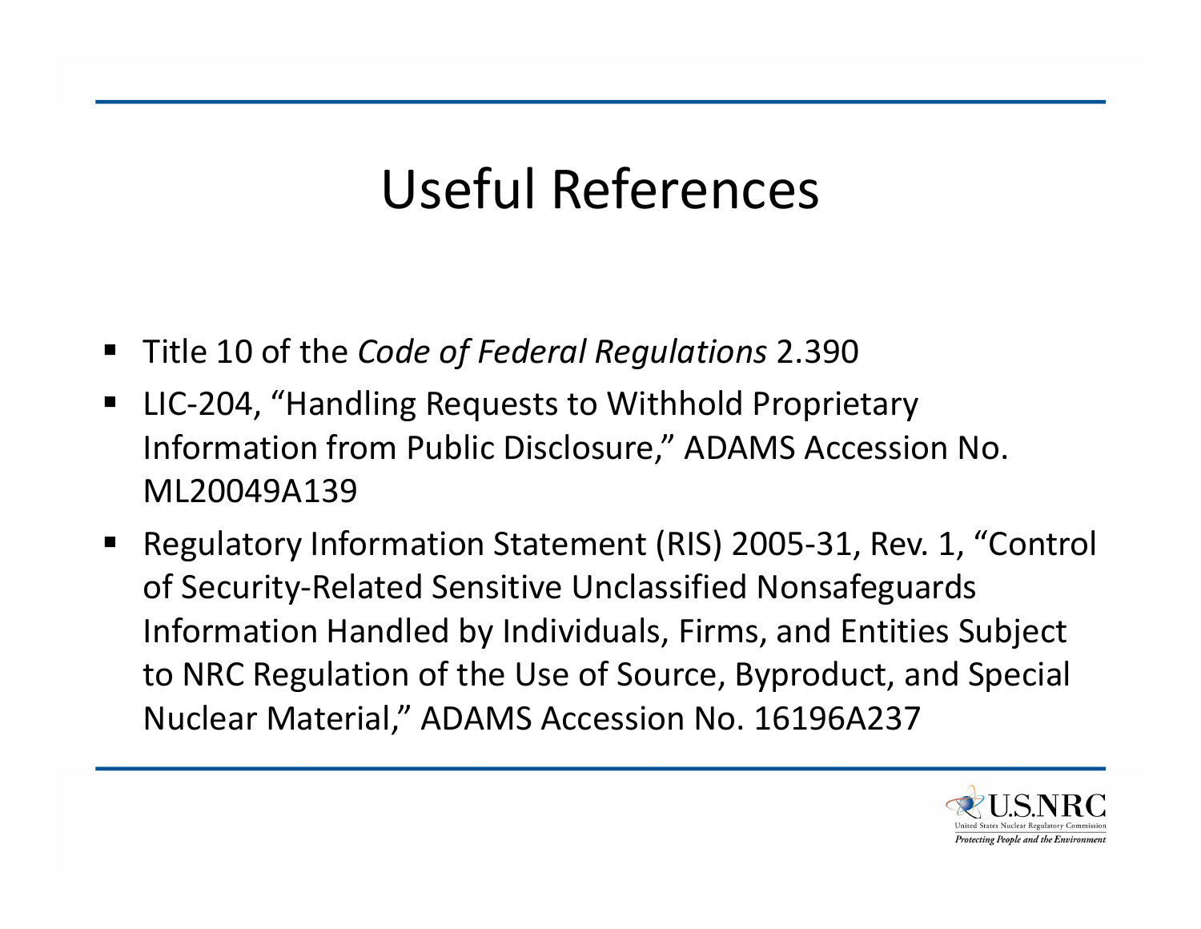# Useful References

- Title 10 of the *Code of Federal Regulations* 2.390
- LIC-204, "Handling Requests to Withhold Proprietary Information from Public Disclosure," ADAMS Accession No. ML20049A139
- Regulatory Information Statement (RIS) 2005-31, Rev. 1, "Control of Security-Related Sensitive Unclassified Nonsafeguards Information Handled by Individuals, Firms, and Entities Subject to NRC Regulation of the Use of Source, Byproduct, and Special Nuclear Material," ADAMS Accession No. 16196A237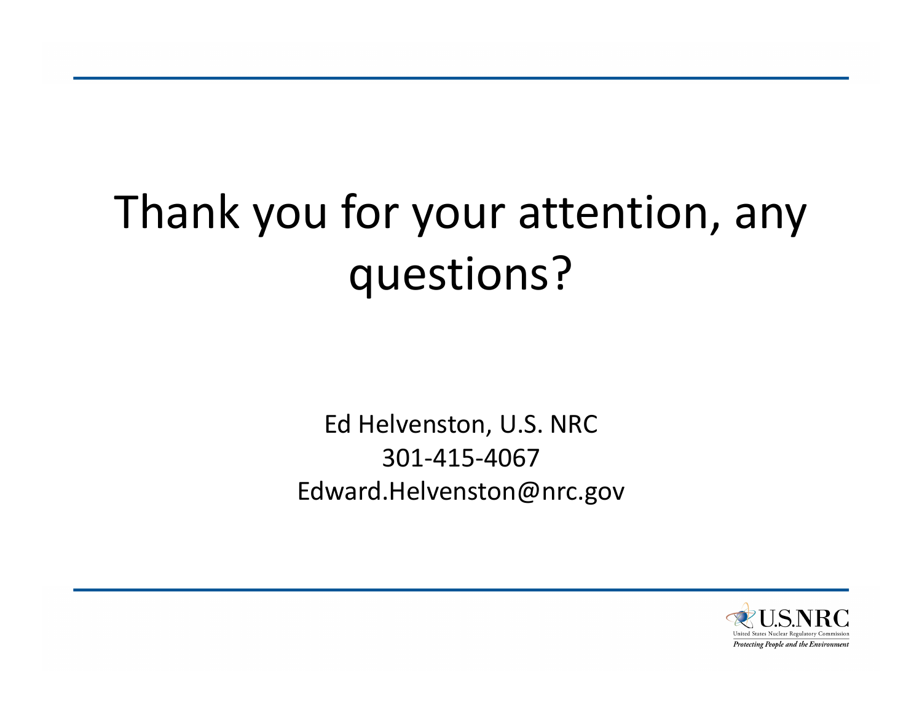# Thank you for your attention, any questions?

Ed Helvenston, U.S. NRC
301-415-4067
Edward.Helvenston@nrc.gov